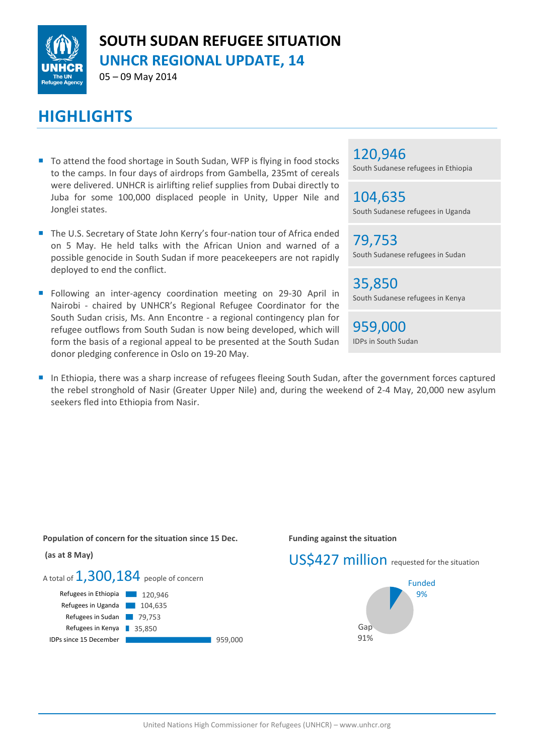# SOUTH SUDAN REFUGEE SITUATION

## UNHCR REGIONAL UPDATE, 14

05 – 09 May 2014

## HIGHLIGHTS

- To attend the food shortage in South Sudan, WFP is flying in food stocks to the camps. In four days of airdrops from Gambella, 235mt of cereals were delivered. UNHCR is airlifting relief supplies from Dubai directly to Juba for some 100,000 displaced people in Unity, Upper Nile and Jonglei states.
- The U.S. Secretary of State John Kerry's four-nation tour of Africa ended on 5 May. He held talks with the African Union and warned of a possible genocide in South Sudan if more peacekeepers are not rapidly deployed to end the conflict.
- Following an inter-agency coordination meeting on 29-30 April in Nairobi - chaired by UNHCR's Regional Refugee Coordinator for the South Sudan crisis, Ms. Ann Encontre - a regional contingency plan for refugee outflows from South Sudan is now being developed, which will form the basis of a regional appeal to be presented at the South Sudan donor pledging conference in Oslo on 19-20 May.
- In Ethiopia, there was a sharp increase of refugees fleeing South Sudan, after the government forces captured the rebel stronghold of Nasir (Greater Upper Nile) and, during the weekend of 2-4 May, 20,000 new asylum seekers fled into Ethiopia from Nasir.

**120,946**
South Sudanese refugees in Ethiopia

**104,635**
South Sudanese refugees in Uganda

**79,753**
South Sudanese refugees in Sudan

**35,850**
South Sudanese refugees in Kenya

**959,000**
IDPs in South Sudan

**Population of concern for the situation since 15 Dec.**

**(as at 8 May)**

A total of **1,300,184** people of concern

| Category | Number |
|---|---|
| Refugees in Ethiopia | 120,946 |
| Refugees in Uganda | 104,635 |
| Refugees in Sudan | 79,753 |
| Refugees in Kenya | 35,850 |
| IDPs since 15 December | 959,000 |

**Funding against the situation**

**US$427 million** requested for the situation

Funded 9%

Gap 91%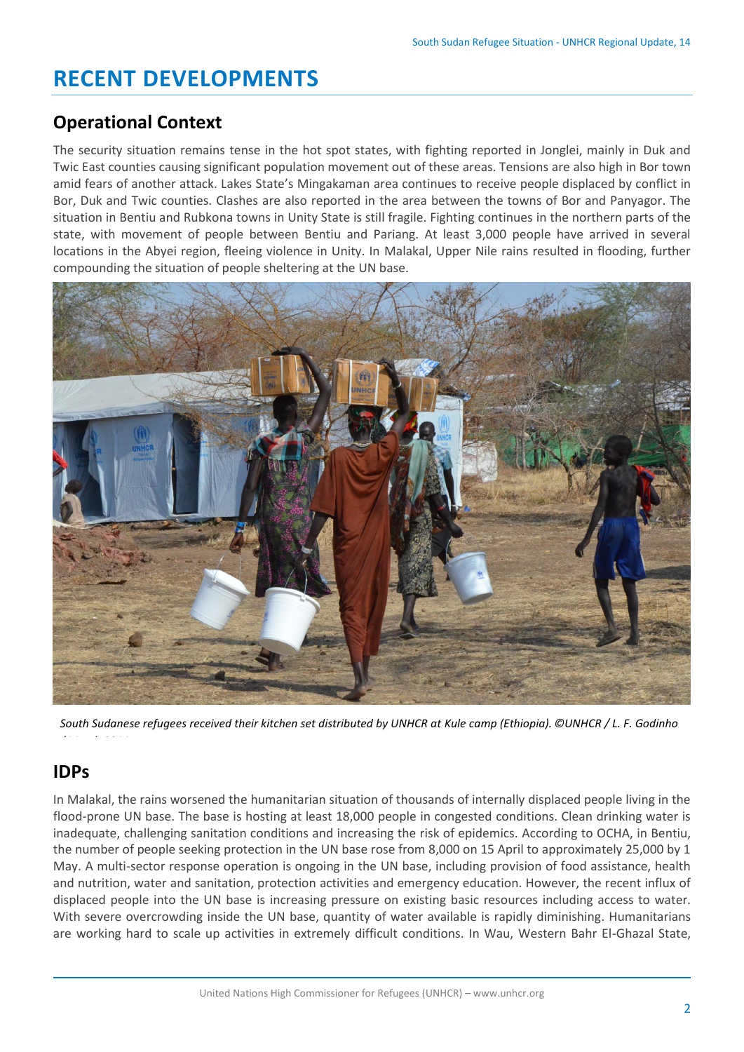# RECENT DEVELOPMENTS

## Operational Context

The security situation remains tense in the hot spot states, with fighting reported in Jonglei, mainly in Duk and Twic East counties causing significant population movement out of these areas. Tensions are also high in Bor town amid fears of another attack. Lakes State's Mingakaman area continues to receive people displaced by conflict in Bor, Duk and Twic counties. Clashes are also reported in the area between the towns of Bor and Panyagor. The situation in Bentiu and Rubkona towns in Unity State is still fragile. Fighting continues in the northern parts of the state, with movement of people between Bentiu and Pariang. At least 3,000 people have arrived in several locations in the Abyei region, fleeing violence in Unity. In Malakal, Upper Nile rains resulted in flooding, further compounding the situation of people sheltering at the UN base.

*South Sudanese refugees received their kitchen set distributed by UNHCR at Kule camp (Ethiopia). ©UNHCR / L. F. Godinho*

## IDPs

In Malakal, the rains worsened the humanitarian situation of thousands of internally displaced people living in the flood-prone UN base. The base is hosting at least 18,000 people in congested conditions. Clean drinking water is inadequate, challenging sanitation conditions and increasing the risk of epidemics. According to OCHA, in Bentiu, the number of people seeking protection in the UN base rose from 8,000 on 15 April to approximately 25,000 by 1 May. A multi-sector response operation is ongoing in the UN base, including provision of food assistance, health and nutrition, water and sanitation, protection activities and emergency education. However, the recent influx of displaced people into the UN base is increasing pressure on existing basic resources including access to water. With severe overcrowding inside the UN base, quantity of water available is rapidly diminishing. Humanitarians are working hard to scale up activities in extremely difficult conditions. In Wau, Western Bahr El-Ghazal State,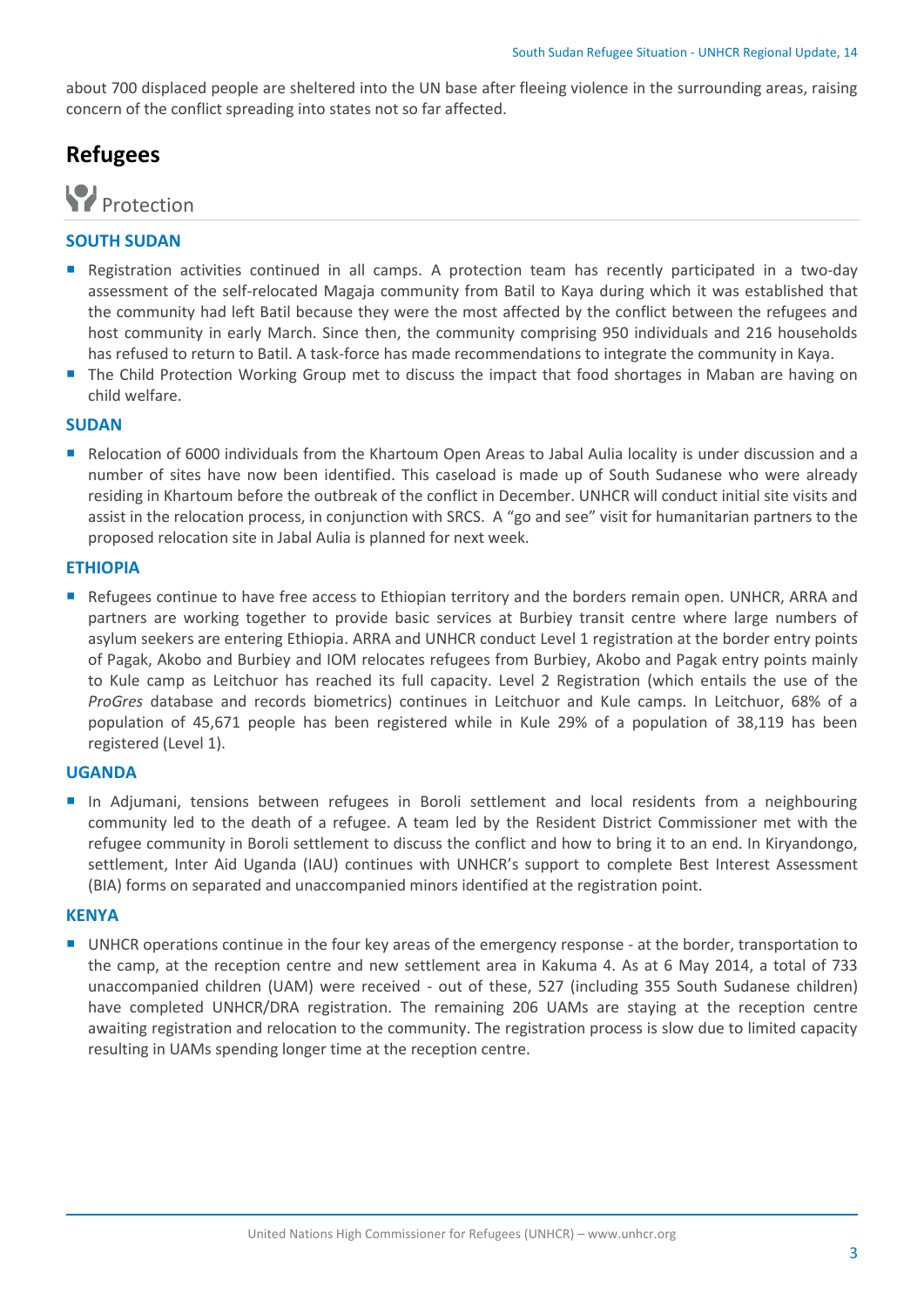about 700 displaced people are sheltered into the UN base after fleeing violence in the surrounding areas, raising concern of the conflict spreading into states not so far affected.

# Refugees

## Protection

### SOUTH SUDAN

- Registration activities continued in all camps. A protection team has recently participated in a two-day assessment of the self-relocated Magaja community from Batil to Kaya during which it was established that the community had left Batil because they were the most affected by the conflict between the refugees and host community in early March. Since then, the community comprising 950 individuals and 216 households has refused to return to Batil. A task-force has made recommendations to integrate the community in Kaya.
- The Child Protection Working Group met to discuss the impact that food shortages in Maban are having on child welfare.

### SUDAN

- Relocation of 6000 individuals from the Khartoum Open Areas to Jabal Aulia locality is under discussion and a number of sites have now been identified. This caseload is made up of South Sudanese who were already residing in Khartoum before the outbreak of the conflict in December. UNHCR will conduct initial site visits and assist in the relocation process, in conjunction with SRCS. A "go and see" visit for humanitarian partners to the proposed relocation site in Jabal Aulia is planned for next week.

### ETHIOPIA

- Refugees continue to have free access to Ethiopian territory and the borders remain open. UNHCR, ARRA and partners are working together to provide basic services at Burbiey transit centre where large numbers of asylum seekers are entering Ethiopia. ARRA and UNHCR conduct Level 1 registration at the border entry points of Pagak, Akobo and Burbiey and IOM relocates refugees from Burbiey, Akobo and Pagak entry points mainly to Kule camp as Leitchuor has reached its full capacity. Level 2 Registration (which entails the use of the *ProGres* database and records biometrics) continues in Leitchuor and Kule camps. In Leitchuor, 68% of a population of 45,671 people has been registered while in Kule 29% of a population of 38,119 has been registered (Level 1).

### UGANDA

- In Adjumani, tensions between refugees in Boroli settlement and local residents from a neighbouring community led to the death of a refugee. A team led by the Resident District Commissioner met with the refugee community in Boroli settlement to discuss the conflict and how to bring it to an end. In Kiryandongo, settlement, Inter Aid Uganda (IAU) continues with UNHCR's support to complete Best Interest Assessment (BIA) forms on separated and unaccompanied minors identified at the registration point.

### KENYA

- UNHCR operations continue in the four key areas of the emergency response - at the border, transportation to the camp, at the reception centre and new settlement area in Kakuma 4. As at 6 May 2014, a total of 733 unaccompanied children (UAM) were received - out of these, 527 (including 355 South Sudanese children) have completed UNHCR/DRA registration. The remaining 206 UAMs are staying at the reception centre awaiting registration and relocation to the community. The registration process is slow due to limited capacity resulting in UAMs spending longer time at the reception centre.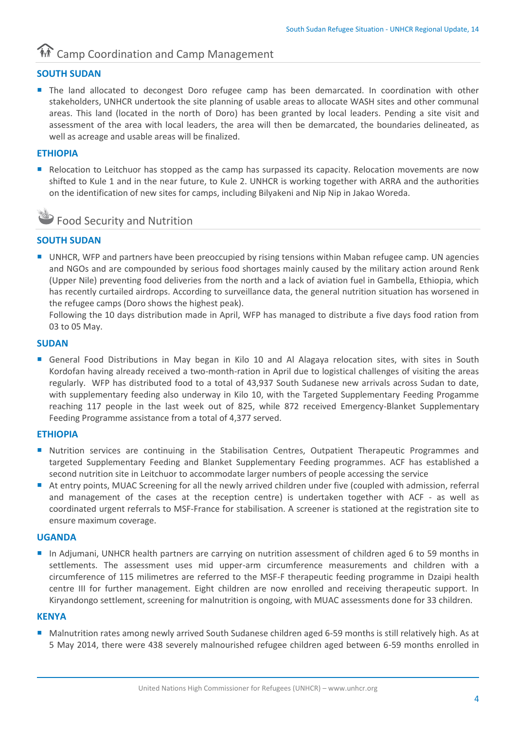## Camp Coordination and Camp Management

### SOUTH SUDAN

- The land allocated to decongest Doro refugee camp has been demarcated. In coordination with other stakeholders, UNHCR undertook the site planning of usable areas to allocate WASH sites and other communal areas. This land (located in the north of Doro) has been granted by local leaders. Pending a site visit and assessment of the area with local leaders, the area will then be demarcated, the boundaries delineated, as well as acreage and usable areas will be finalized.

### ETHIOPIA

- Relocation to Leitchuor has stopped as the camp has surpassed its capacity. Relocation movements are now shifted to Kule 1 and in the near future, to Kule 2. UNHCR is working together with ARRA and the authorities on the identification of new sites for camps, including Bilyakeni and Nip Nip in Jakao Woreda.

## Food Security and Nutrition

### SOUTH SUDAN

- UNHCR, WFP and partners have been preoccupied by rising tensions within Maban refugee camp. UN agencies and NGOs and are compounded by serious food shortages mainly caused by the military action around Renk (Upper Nile) preventing food deliveries from the north and a lack of aviation fuel in Gambella, Ethiopia, which has recently curtailed airdrops. According to surveillance data, the general nutrition situation has worsened in the refugee camps (Doro shows the highest peak).
  Following the 10 days distribution made in April, WFP has managed to distribute a five days food ration from 03 to 05 May.

### SUDAN

- General Food Distributions in May began in Kilo 10 and Al Alagaya relocation sites, with sites in South Kordofan having already received a two-month-ration in April due to logistical challenges of visiting the areas regularly. WFP has distributed food to a total of 43,937 South Sudanese new arrivals across Sudan to date, with supplementary feeding also underway in Kilo 10, with the Targeted Supplementary Feeding Progamme reaching 117 people in the last week out of 825, while 872 received Emergency-Blanket Supplementary Feeding Programme assistance from a total of 4,377 served.

### ETHIOPIA

- Nutrition services are continuing in the Stabilisation Centres, Outpatient Therapeutic Programmes and targeted Supplementary Feeding and Blanket Supplementary Feeding programmes. ACF has established a second nutrition site in Leitchuor to accommodate larger numbers of people accessing the service
- At entry points, MUAC Screening for all the newly arrived children under five (coupled with admission, referral and management of the cases at the reception centre) is undertaken together with ACF - as well as coordinated urgent referrals to MSF-France for stabilisation. A screener is stationed at the registration site to ensure maximum coverage.

### UGANDA

- In Adjumani, UNHCR health partners are carrying on nutrition assessment of children aged 6 to 59 months in settlements. The assessment uses mid upper-arm circumference measurements and children with a circumference of 115 milimetres are referred to the MSF-F therapeutic feeding programme in Dzaipi health centre III for further management. Eight children are now enrolled and receiving therapeutic support. In Kiryandongo settlement, screening for malnutrition is ongoing, with MUAC assessments done for 33 children.

### KENYA

- Malnutrition rates among newly arrived South Sudanese children aged 6-59 months is still relatively high. As at 5 May 2014, there were 438 severely malnourished refugee children aged between 6-59 months enrolled in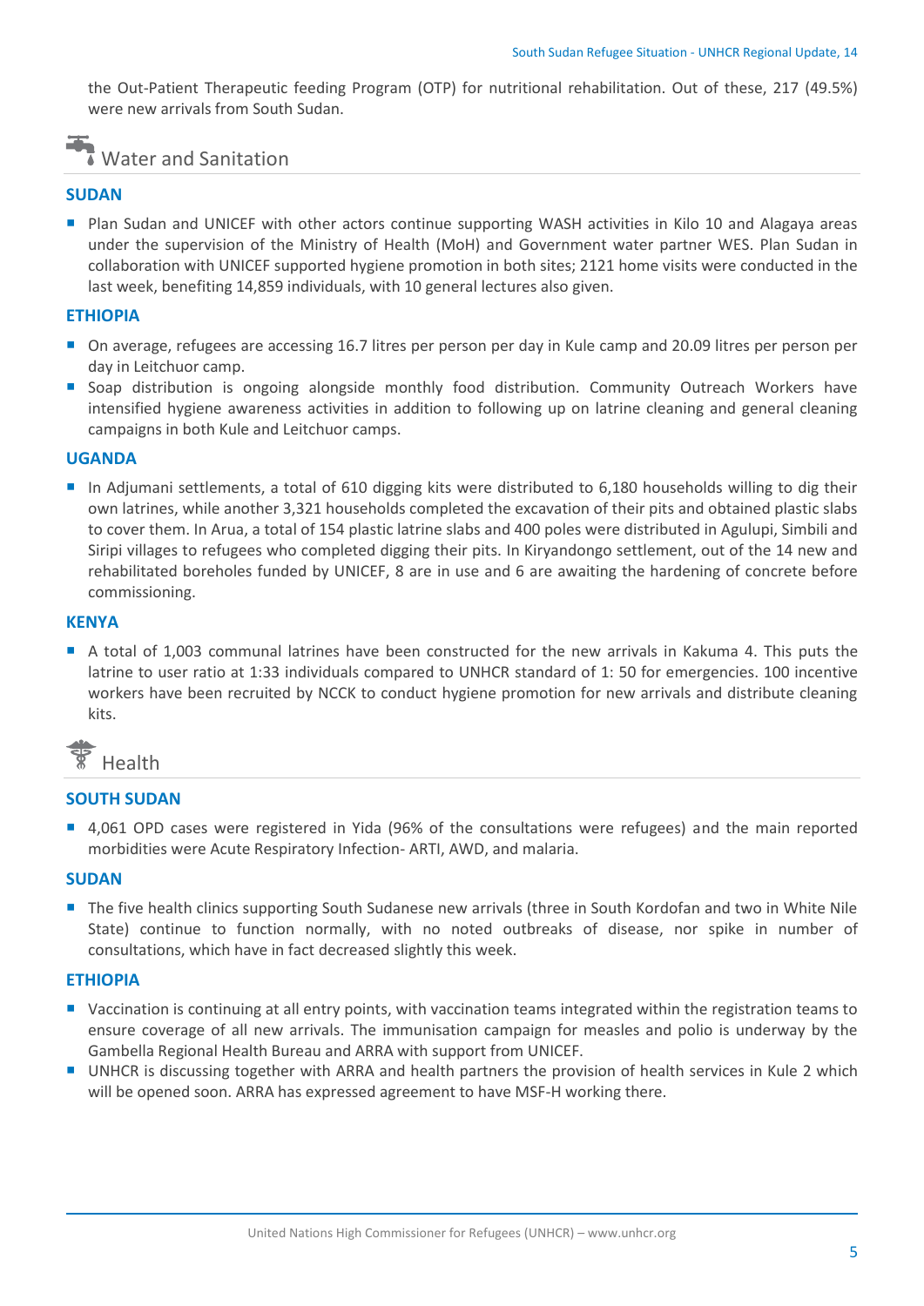the Out-Patient Therapeutic feeding Program (OTP) for nutritional rehabilitation. Out of these, 217 (49.5%) were new arrivals from South Sudan.

## Water and Sanitation

### SUDAN

- Plan Sudan and UNICEF with other actors continue supporting WASH activities in Kilo 10 and Alagaya areas under the supervision of the Ministry of Health (MoH) and Government water partner WES. Plan Sudan in collaboration with UNICEF supported hygiene promotion in both sites; 2121 home visits were conducted in the last week, benefiting 14,859 individuals, with 10 general lectures also given.

### ETHIOPIA

- On average, refugees are accessing 16.7 litres per person per day in Kule camp and 20.09 litres per person per day in Leitchuor camp.
- Soap distribution is ongoing alongside monthly food distribution. Community Outreach Workers have intensified hygiene awareness activities in addition to following up on latrine cleaning and general cleaning campaigns in both Kule and Leitchuor camps.

### UGANDA

- In Adjumani settlements, a total of 610 digging kits were distributed to 6,180 households willing to dig their own latrines, while another 3,321 households completed the excavation of their pits and obtained plastic slabs to cover them. In Arua, a total of 154 plastic latrine slabs and 400 poles were distributed in Agulupi, Simbili and Siripi villages to refugees who completed digging their pits. In Kiryandongo settlement, out of the 14 new and rehabilitated boreholes funded by UNICEF, 8 are in use and 6 are awaiting the hardening of concrete before commissioning.

### KENYA

- A total of 1,003 communal latrines have been constructed for the new arrivals in Kakuma 4. This puts the latrine to user ratio at 1:33 individuals compared to UNHCR standard of 1: 50 for emergencies. 100 incentive workers have been recruited by NCCK to conduct hygiene promotion for new arrivals and distribute cleaning kits.

## Health

### SOUTH SUDAN

- 4,061 OPD cases were registered in Yida (96% of the consultations were refugees) and the main reported morbidities were Acute Respiratory Infection- ARTI, AWD, and malaria.

### SUDAN

- The five health clinics supporting South Sudanese new arrivals (three in South Kordofan and two in White Nile State) continue to function normally, with no noted outbreaks of disease, nor spike in number of consultations, which have in fact decreased slightly this week.

### ETHIOPIA

- Vaccination is continuing at all entry points, with vaccination teams integrated within the registration teams to ensure coverage of all new arrivals. The immunisation campaign for measles and polio is underway by the Gambella Regional Health Bureau and ARRA with support from UNICEF.
- UNHCR is discussing together with ARRA and health partners the provision of health services in Kule 2 which will be opened soon. ARRA has expressed agreement to have MSF-H working there.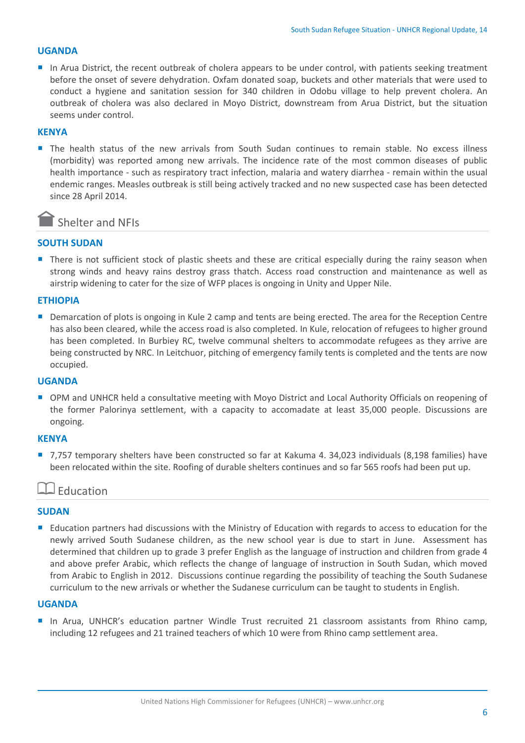### UGANDA

- In Arua District, the recent outbreak of cholera appears to be under control, with patients seeking treatment before the onset of severe dehydration. Oxfam donated soap, buckets and other materials that were used to conduct a hygiene and sanitation session for 340 children in Odobu village to help prevent cholera. An outbreak of cholera was also declared in Moyo District, downstream from Arua District, but the situation seems under control.

### KENYA

- The health status of the new arrivals from South Sudan continues to remain stable. No excess illness (morbidity) was reported among new arrivals. The incidence rate of the most common diseases of public health importance - such as respiratory tract infection, malaria and watery diarrhea - remain within the usual endemic ranges. Measles outbreak is still being actively tracked and no new suspected case has been detected since 28 April 2014.

## Shelter and NFIs

### SOUTH SUDAN

- There is not sufficient stock of plastic sheets and these are critical especially during the rainy season when strong winds and heavy rains destroy grass thatch. Access road construction and maintenance as well as airstrip widening to cater for the size of WFP places is ongoing in Unity and Upper Nile.

### ETHIOPIA

- Demarcation of plots is ongoing in Kule 2 camp and tents are being erected. The area for the Reception Centre has also been cleared, while the access road is also completed. In Kule, relocation of refugees to higher ground has been completed. In Burbiey RC, twelve communal shelters to accommodate refugees as they arrive are being constructed by NRC. In Leitchuor, pitching of emergency family tents is completed and the tents are now occupied.

### UGANDA

- OPM and UNHCR held a consultative meeting with Moyo District and Local Authority Officials on reopening of the former Palorinya settlement, with a capacity to accomadate at least 35,000 people. Discussions are ongoing.

### KENYA

- 7,757 temporary shelters have been constructed so far at Kakuma 4. 34,023 individuals (8,198 families) have been relocated within the site. Roofing of durable shelters continues and so far 565 roofs had been put up.

## Education

### SUDAN

- Education partners had discussions with the Ministry of Education with regards to access to education for the newly arrived South Sudanese children, as the new school year is due to start in June. Assessment has determined that children up to grade 3 prefer English as the language of instruction and children from grade 4 and above prefer Arabic, which reflects the change of language of instruction in South Sudan, which moved from Arabic to English in 2012. Discussions continue regarding the possibility of teaching the South Sudanese curriculum to the new arrivals or whether the Sudanese curriculum can be taught to students in English.

### UGANDA

- In Arua, UNHCR's education partner Windle Trust recruited 21 classroom assistants from Rhino camp, including 12 refugees and 21 trained teachers of which 10 were from Rhino camp settlement area.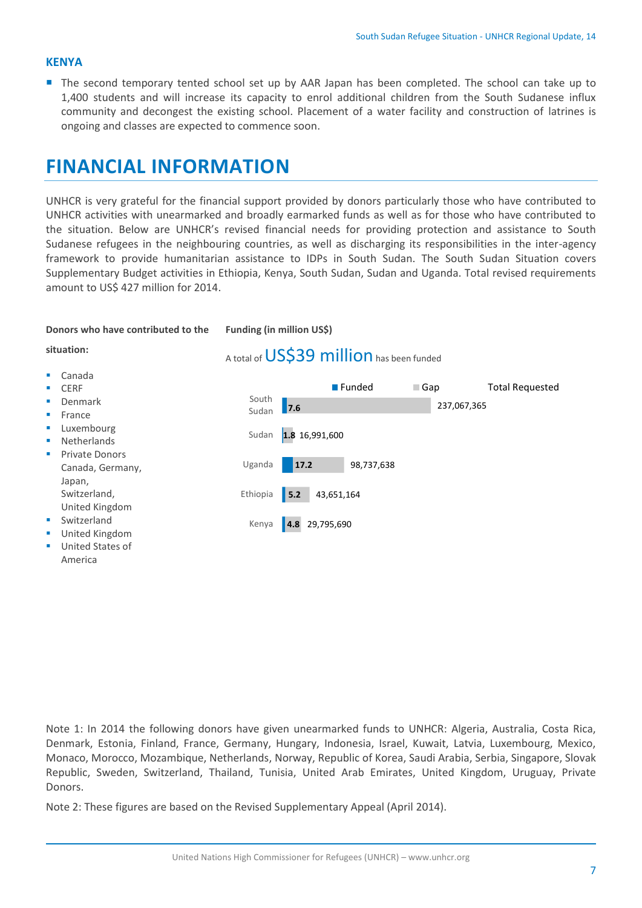### KENYA

- The second temporary tented school set up by AAR Japan has been completed. The school can take up to 1,400 students and will increase its capacity to enrol additional children from the South Sudanese influx community and decongest the existing school. Placement of a water facility and construction of latrines is ongoing and classes are expected to commence soon.

# FINANCIAL INFORMATION

UNHCR is very grateful for the financial support provided by donors particularly those who have contributed to UNHCR activities with unearmarked and broadly earmarked funds as well as for those who have contributed to the situation. Below are UNHCR's revised financial needs for providing protection and assistance to South Sudanese refugees in the neighbouring countries, as well as discharging its responsibilities in the inter-agency framework to provide humanitarian assistance to IDPs in South Sudan. The South Sudan Situation covers Supplementary Budget activities in Ethiopia, Kenya, South Sudan, Sudan and Uganda. Total revised requirements amount to US$ 427 million for 2014.

**Donors who have contributed to the situation:**

- Canada
- CERF
- Denmark
- France
- Luxembourg
- Netherlands
- Private Donors Canada, Germany, Japan, Switzerland, United Kingdom
- Switzerland
- United Kingdom
- United States of America

**Funding (in million US$)**

A total of US$39 million has been funded

| Country | Funded | Total Requested |
|---|---|---|
| South Sudan | 7.6 | 237,067,365 |
| Sudan | 1.8 | 16,991,600 |
| Uganda | 17.2 | 98,737,638 |
| Ethiopia | 5.2 | 43,651,164 |
| Kenya | 4.8 | 29,795,690 |

Note 1: In 2014 the following donors have given unearmarked funds to UNHCR: Algeria, Australia, Costa Rica, Denmark, Estonia, Finland, France, Germany, Hungary, Indonesia, Israel, Kuwait, Latvia, Luxembourg, Mexico, Monaco, Morocco, Mozambique, Netherlands, Norway, Republic of Korea, Saudi Arabia, Serbia, Singapore, Slovak Republic, Sweden, Switzerland, Thailand, Tunisia, United Arab Emirates, United Kingdom, Uruguay, Private Donors.

Note 2: These figures are based on the Revised Supplementary Appeal (April 2014).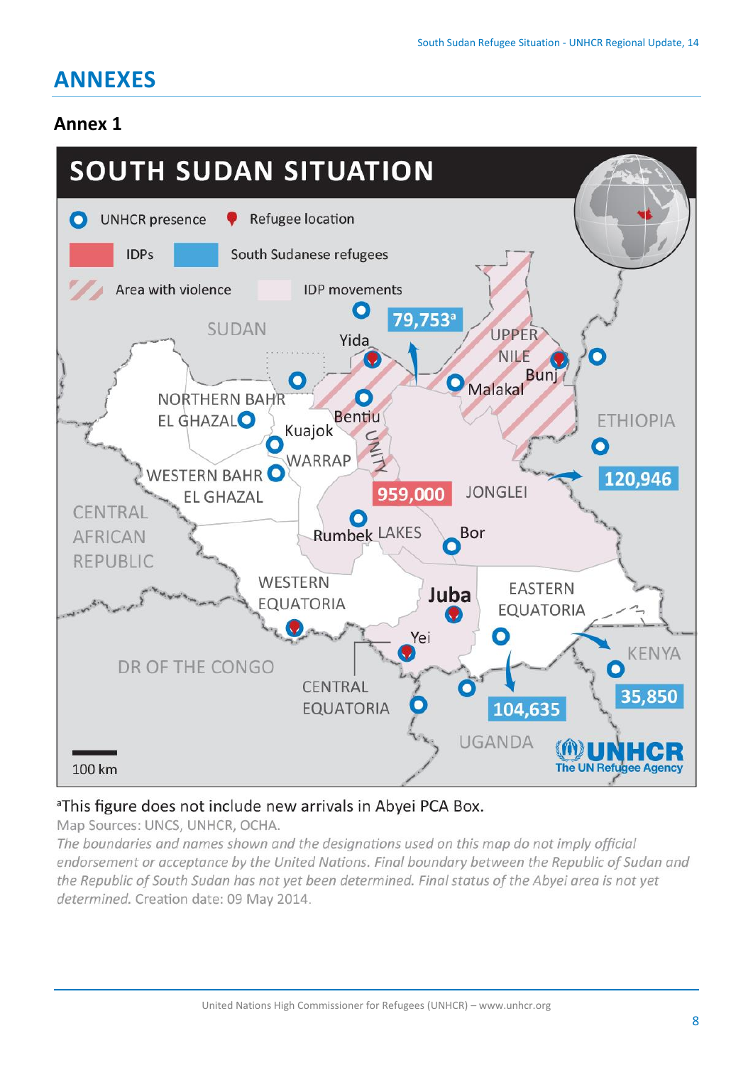# ANNEXES

## Annex 1

**SOUTH SUDAN SITUATION**

[a]This figure does not include new arrivals in Abyei PCA Box.

Map Sources: UNCS, UNHCR, OCHA.

*The boundaries and names shown and the designations used on this map do not imply official endorsement or acceptance by the United Nations. Final boundary between the Republic of Sudan and the Republic of South Sudan has not yet been determined. Final status of the Abyei area is not yet determined.* Creation date: 09 May 2014.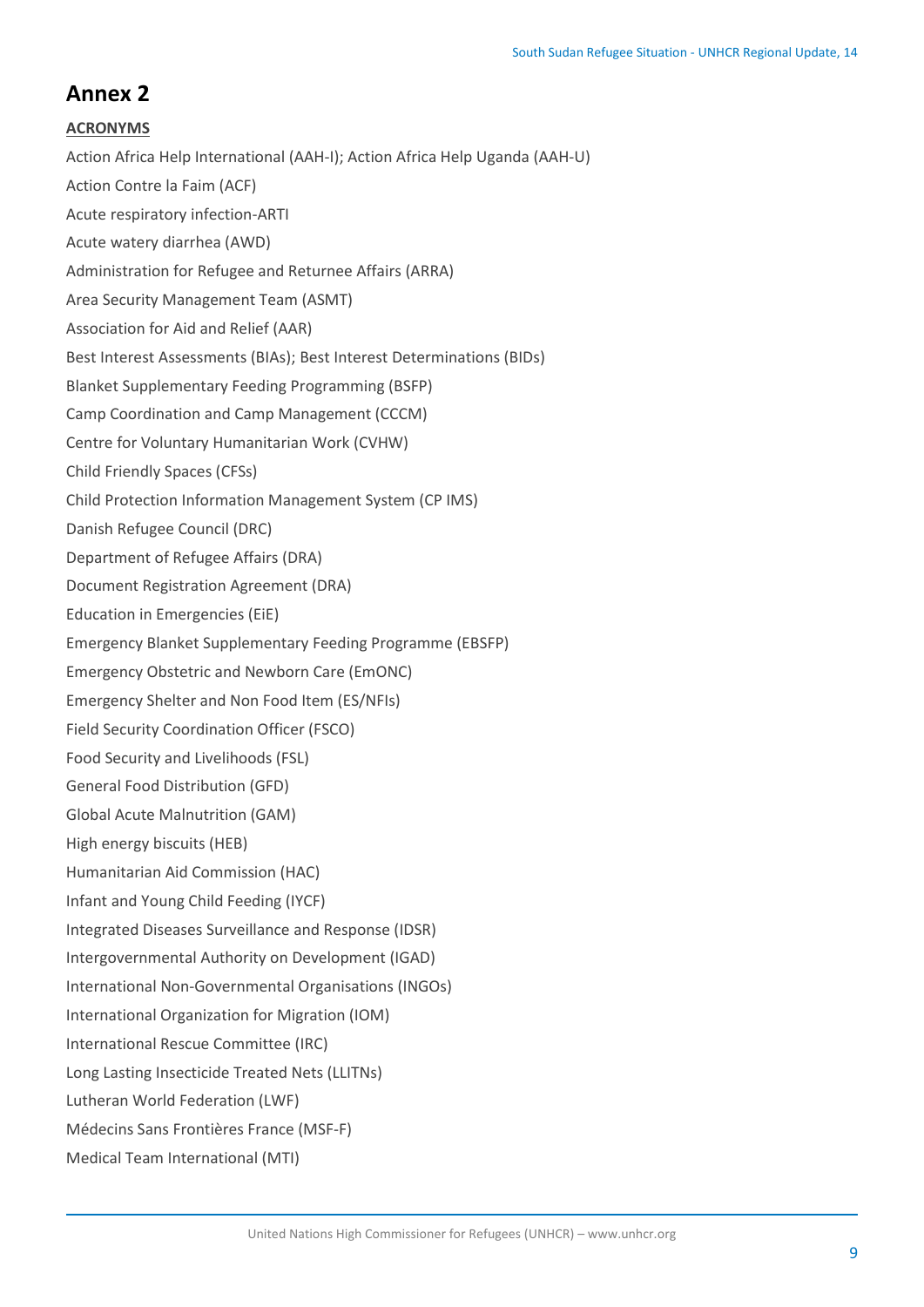# Annex 2

**ACRONYMS**

Action Africa Help International (AAH-I); Action Africa Help Uganda (AAH-U)

Action Contre la Faim (ACF)

Acute respiratory infection-ARTI

Acute watery diarrhea (AWD)

Administration for Refugee and Returnee Affairs (ARRA)

Area Security Management Team (ASMT)

Association for Aid and Relief (AAR)

Best Interest Assessments (BIAs); Best Interest Determinations (BIDs)

Blanket Supplementary Feeding Programming (BSFP)

Camp Coordination and Camp Management (CCCM)

Centre for Voluntary Humanitarian Work (CVHW)

Child Friendly Spaces (CFSs)

Child Protection Information Management System (CP IMS)

Danish Refugee Council (DRC)

Department of Refugee Affairs (DRA)

Document Registration Agreement (DRA)

Education in Emergencies (EiE)

Emergency Blanket Supplementary Feeding Programme (EBSFP)

Emergency Obstetric and Newborn Care (EmONC)

Emergency Shelter and Non Food Item (ES/NFIs)

Field Security Coordination Officer (FSCO)

Food Security and Livelihoods (FSL)

General Food Distribution (GFD)

Global Acute Malnutrition (GAM)

High energy biscuits (HEB)

Humanitarian Aid Commission (HAC)

Infant and Young Child Feeding (IYCF)

Integrated Diseases Surveillance and Response (IDSR)

Intergovernmental Authority on Development (IGAD)

International Non-Governmental Organisations (INGOs)

International Organization for Migration (IOM)

International Rescue Committee (IRC)

Long Lasting Insecticide Treated Nets (LLITNs)

Lutheran World Federation (LWF)

Médecins Sans Frontières France (MSF-F)

Medical Team International (MTI)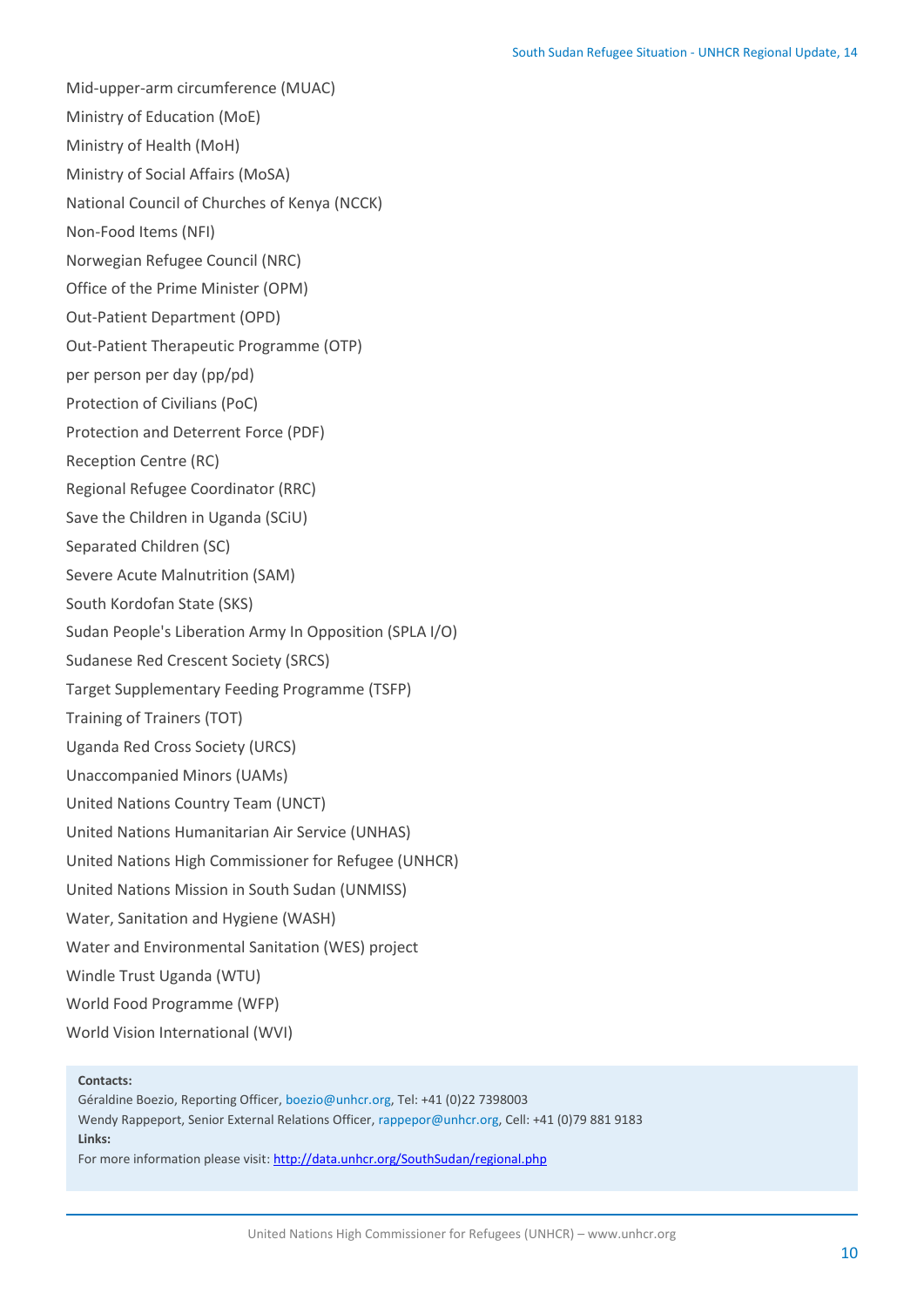Mid-upper-arm circumference (MUAC)

Ministry of Education (MoE)

Ministry of Health (MoH)

Ministry of Social Affairs (MoSA)

National Council of Churches of Kenya (NCCK)

Non-Food Items (NFI)

Norwegian Refugee Council (NRC)

Office of the Prime Minister (OPM)

Out-Patient Department (OPD)

Out-Patient Therapeutic Programme (OTP)

per person per day (pp/pd)

Protection of Civilians (PoC)

Protection and Deterrent Force (PDF)

Reception Centre (RC)

Regional Refugee Coordinator (RRC)

Save the Children in Uganda (SCiU)

Separated Children (SC)

Severe Acute Malnutrition (SAM)

South Kordofan State (SKS)

Sudan People's Liberation Army In Opposition (SPLA I/O)

Sudanese Red Crescent Society (SRCS)

Target Supplementary Feeding Programme (TSFP)

Training of Trainers (TOT)

Uganda Red Cross Society (URCS)

Unaccompanied Minors (UAMs)

United Nations Country Team (UNCT)

United Nations Humanitarian Air Service (UNHAS)

United Nations High Commissioner for Refugee (UNHCR)

United Nations Mission in South Sudan (UNMISS)

Water, Sanitation and Hygiene (WASH)

Water and Environmental Sanitation (WES) project

Windle Trust Uganda (WTU)

World Food Programme (WFP)

World Vision International (WVI)

**Contacts:**
Géraldine Boezio, Reporting Officer, boezio@unhcr.org, Tel: +41 (0)22 7398003
Wendy Rappeport, Senior External Relations Officer, rappepor@unhcr.org, Cell: +41 (0)79 881 9183
**Links:**
For more information please visit: http://data.unhcr.org/SouthSudan/regional.php